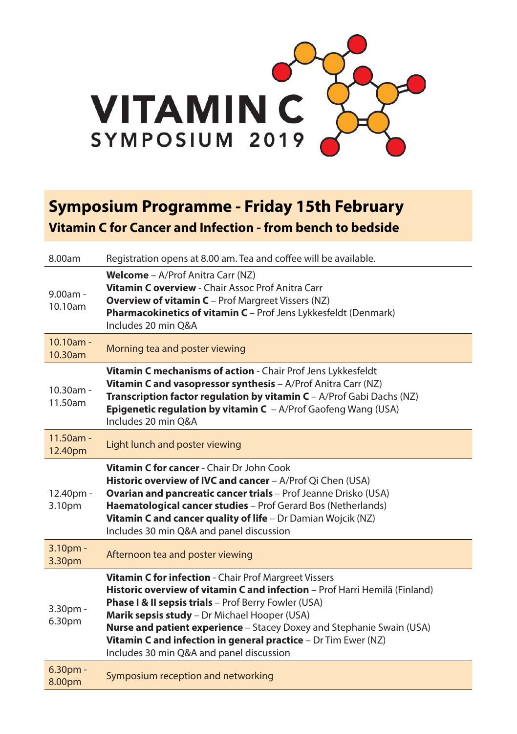# VITAMIN C
## SYMPOSIUM 2019

## Symposium Programme - Friday 15th February

### Vitamin C for Cancer and Infection - from bench to bedside

| | |
|---|---|
| 8.00am | Registration opens at 8.00 am. Tea and coffee will be available. |
| 9.00am - 10.10am | **Welcome** – A/Prof Anitra Carr (NZ)<br>**Vitamin C overview** - Chair Assoc Prof Anitra Carr<br>**Overview of vitamin C** – Prof Margreet Vissers (NZ)<br>**Pharmacokinetics of vitamin C** – Prof Jens Lykkesfeldt (Denmark)<br>Includes 20 min Q&A |
| 10.10am - 10.30am | Morning tea and poster viewing |
| 10.30am - 11.50am | **Vitamin C mechanisms of action** - Chair Prof Jens Lykkesfeldt<br>**Vitamin C and vasopressor synthesis** – A/Prof Anitra Carr (NZ)<br>**Transcription factor regulation by vitamin C** – A/Prof Gabi Dachs (NZ)<br>**Epigenetic regulation by vitamin C** – A/Prof Gaofeng Wang (USA)<br>Includes 20 min Q&A |
| 11.50am - 12.40pm | Light lunch and poster viewing |
| 12.40pm - 3.10pm | **Vitamin C for cancer** - Chair Dr John Cook<br>**Historic overview of IVC and cancer** – A/Prof Qi Chen (USA)<br>**Ovarian and pancreatic cancer trials** – Prof Jeanne Drisko (USA)<br>**Haematological cancer studies** – Prof Gerard Bos (Netherlands)<br>**Vitamin C and cancer quality of life** – Dr Damian Wojcik (NZ)<br>Includes 30 min Q&A and panel discussion |
| 3.10pm - 3.30pm | Afternoon tea and poster viewing |
| 3.30pm - 6.30pm | **Vitamin C for infection** - Chair Prof Margreet Vissers<br>**Historic overview of vitamin C and infection** – Prof Harri Hemilä (Finland)<br>**Phase I & II sepsis trials** – Prof Berry Fowler (USA)<br>**Marik sepsis study** – Dr Michael Hooper (USA)<br>**Nurse and patient experience** – Stacey Doxey and Stephanie Swain (USA)<br>**Vitamin C and infection in general practice** – Dr Tim Ewer (NZ)<br>Includes 30 min Q&A and panel discussion |
| 6.30pm - 8.00pm | Symposium reception and networking |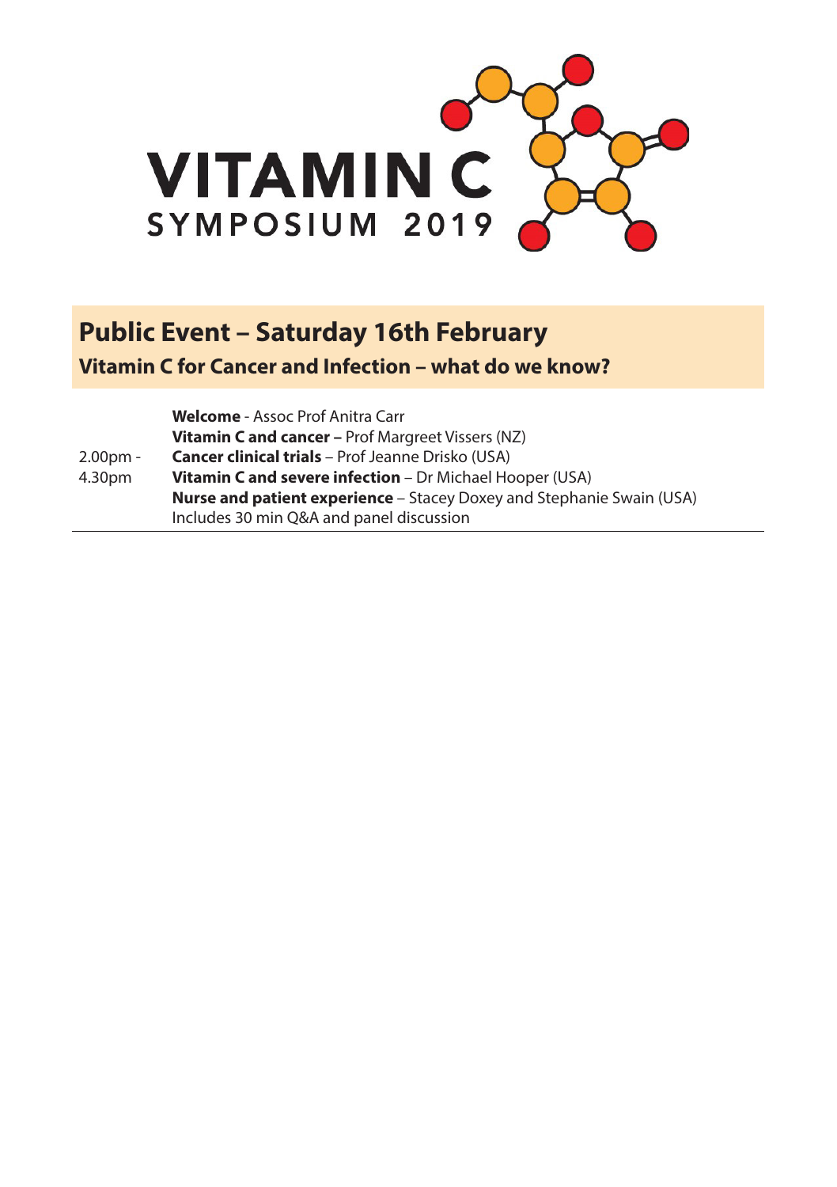# VITAMIN C

SYMPOSIUM 2019

## Public Event – Saturday 16th February

### Vitamin C for Cancer and Infection – what do we know?

| | |
|---|---|
| 2.00pm - 4.30pm | **Welcome** - Assoc Prof Anitra Carr<br>**Vitamin C and cancer –** Prof Margreet Vissers (NZ)<br>**Cancer clinical trials** – Prof Jeanne Drisko (USA)<br>**Vitamin C and severe infection** – Dr Michael Hooper (USA)<br>**Nurse and patient experience** – Stacey Doxey and Stephanie Swain (USA)<br>Includes 30 min Q&A and panel discussion |